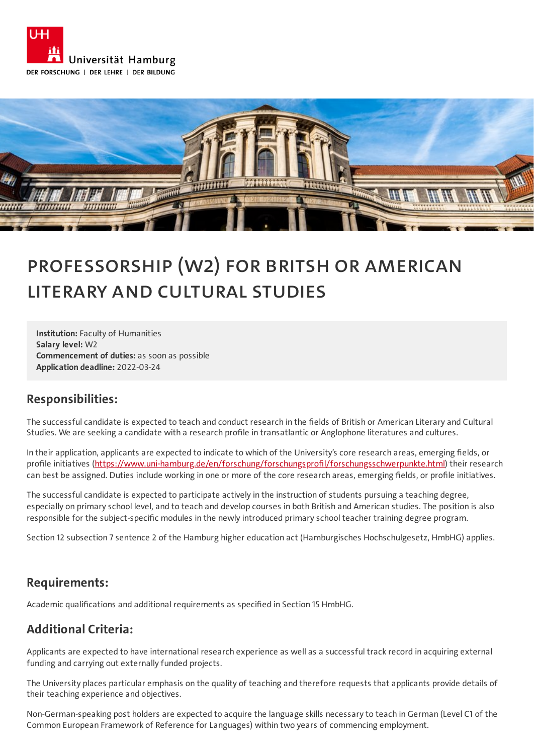Universität Hamburg
DER FORSCHUNG | DER LEHRE | DER BILDUNG

# PROFESSORSHIP (W2) FOR BRITSH OR AMERICAN LITERARY AND CULTURAL STUDIES

**Institution:** Faculty of Humanities
**Salary level:** W2
**Commencement of duties:** as soon as possible
**Application deadline:** 2022-03-24

## Responsibilities:

The successful candidate is expected to teach and conduct research in the fields of British or American Literary and Cultural Studies. We are seeking a candidate with a research profile in transatlantic or Anglophone literatures and cultures.

In their application, applicants are expected to indicate to which of the University's core research areas, emerging fields, or profile initiatives (https://www.uni-hamburg.de/en/forschung/forschungsprofil/forschungsschwerpunkte.html) their research can best be assigned. Duties include working in one or more of the core research areas, emerging fields, or profile initiatives.

The successful candidate is expected to participate actively in the instruction of students pursuing a teaching degree, especially on primary school level, and to teach and develop courses in both British and American studies. The position is also responsible for the subject-specific modules in the newly introduced primary school teacher training degree program.

Section 12 subsection 7 sentence 2 of the Hamburg higher education act (Hamburgisches Hochschulgesetz, HmbHG) applies.

## Requirements:

Academic qualifications and additional requirements as specified in Section 15 HmbHG.

## Additional Criteria:

Applicants are expected to have international research experience as well as a successful track record in acquiring external funding and carrying out externally funded projects.

The University places particular emphasis on the quality of teaching and therefore requests that applicants provide details of their teaching experience and objectives.

Non-German-speaking post holders are expected to acquire the language skills necessary to teach in German (Level C1 of the Common European Framework of Reference for Languages) within two years of commencing employment.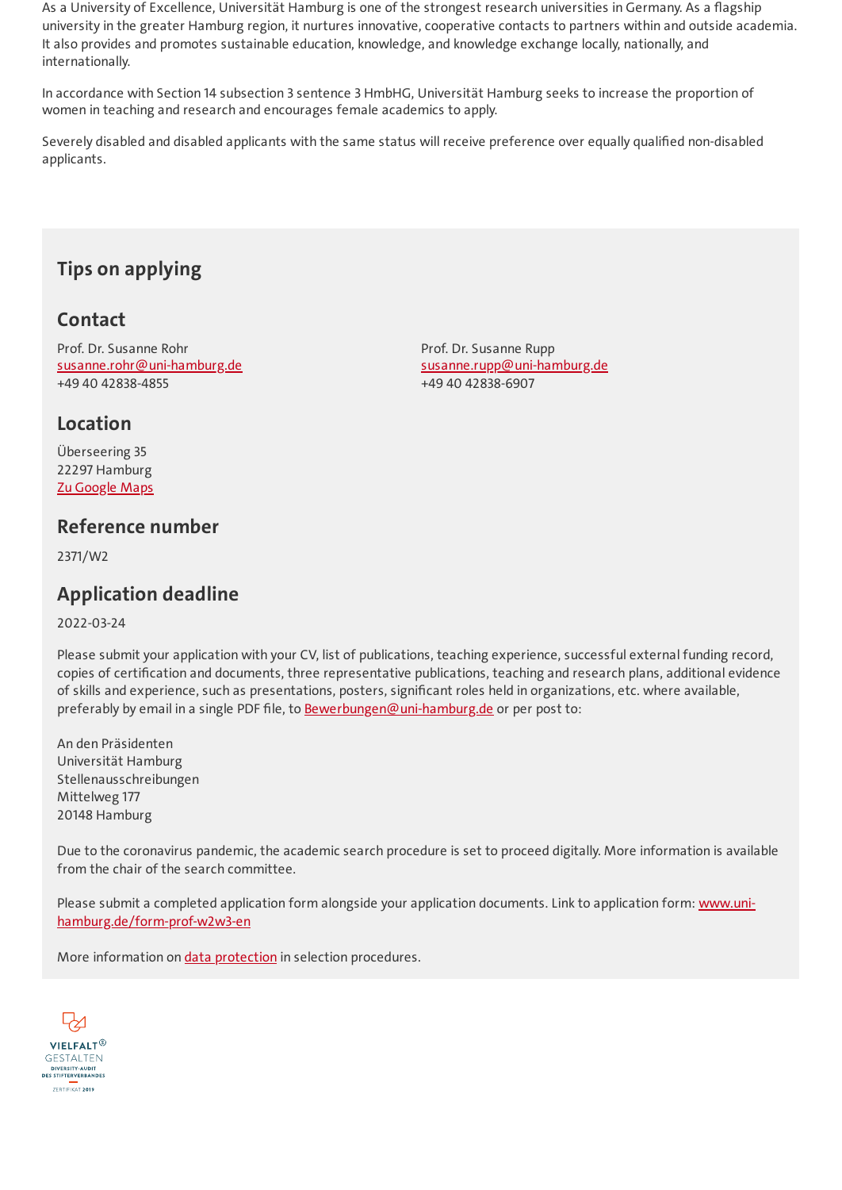As a University of Excellence, Universität Hamburg is one of the strongest research universities in Germany. As a flagship university in the greater Hamburg region, it nurtures innovative, cooperative contacts to partners within and outside academia. It also provides and promotes sustainable education, knowledge, and knowledge exchange locally, nationally, and internationally.

In accordance with Section 14 subsection 3 sentence 3 HmbHG, Universität Hamburg seeks to increase the proportion of women in teaching and research and encourages female academics to apply.

Severely disabled and disabled applicants with the same status will receive preference over equally qualified non-disabled applicants.

## Tips on applying

### Contact

Prof. Dr. Susanne Rohr
susanne.rohr@uni-hamburg.de
+49 40 42838-4855

Prof. Dr. Susanne Rupp
susanne.rupp@uni-hamburg.de
+49 40 42838-6907

### Location

Überseering 35
22297 Hamburg
Zu Google Maps

### Reference number

2371/W2

### Application deadline

2022-03-24

Please submit your application with your CV, list of publications, teaching experience, successful external funding record, copies of certification and documents, three representative publications, teaching and research plans, additional evidence of skills and experience, such as presentations, posters, significant roles held in organizations, etc. where available, preferably by email in a single PDF file, to Bewerbungen@uni-hamburg.de or per post to:

An den Präsidenten
Universität Hamburg
Stellenausschreibungen
Mittelweg 177
20148 Hamburg

Due to the coronavirus pandemic, the academic search procedure is set to proceed digitally. More information is available from the chair of the search committee.

Please submit a completed application form alongside your application documents. Link to application form: www.uni-hamburg.de/form-prof-w2w3-en

More information on data protection in selection procedures.

VIELFALT® GESTALTEN
DIVERSITY-AUDIT DES STIFTERVERBANDES
ZERTIFIKAT 2019